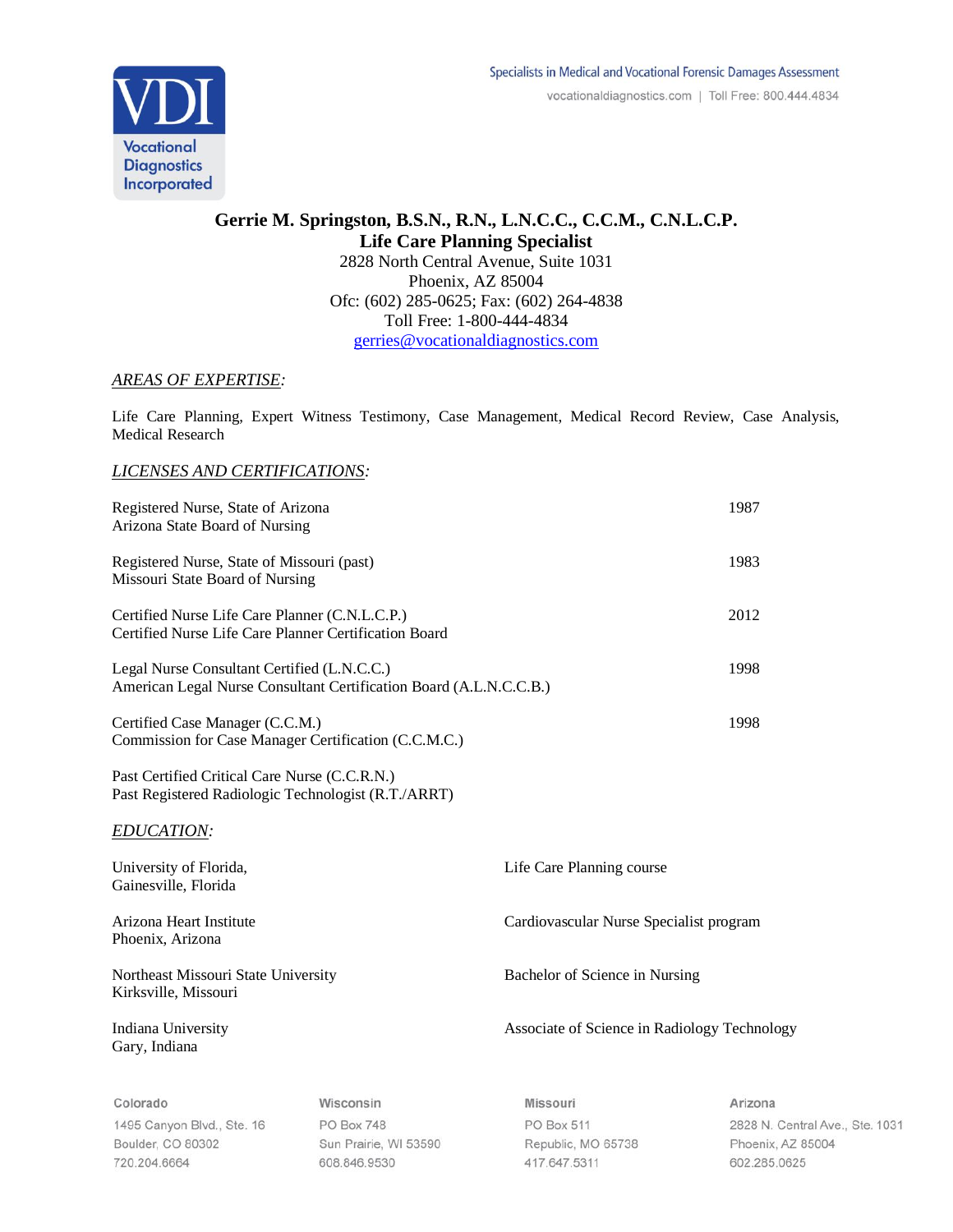VDI Vocational Diagnostics Incorporated

Specialists in Medical and Vocational Forensic Damages Assessment

vocationaldiagnostics.com | Toll Free: 800.444.4834

**Gerrie M. Springston, B.S.N., R.N., L.N.C.C., C.C.M., C.N.L.C.P.**
**Life Care Planning Specialist**
2828 North Central Avenue, Suite 1031
Phoenix, AZ 85004
Ofc: (602) 285-0625; Fax: (602) 264-4838
Toll Free: 1-800-444-4834
gerries@vocationaldiagnostics.com

*AREAS OF EXPERTISE:*

Life Care Planning, Expert Witness Testimony, Case Management, Medical Record Review, Case Analysis, Medical Research

*LICENSES AND CERTIFICATIONS:*

Registered Nurse, State of Arizona — 1987
Arizona State Board of Nursing

Registered Nurse, State of Missouri (past) — 1983
Missouri State Board of Nursing

Certified Nurse Life Care Planner (C.N.L.C.P.) — 2012
Certified Nurse Life Care Planner Certification Board

Legal Nurse Consultant Certified (L.N.C.C.) — 1998
American Legal Nurse Consultant Certification Board (A.L.N.C.C.B.)

Certified Case Manager (C.C.M.) — 1998
Commission for Case Manager Certification (C.C.M.C.)

Past Certified Critical Care Nurse (C.C.R.N.)
Past Registered Radiologic Technologist (R.T./ARRT)

*EDUCATION:*

University of Florida, Gainesville, Florida — Life Care Planning course

Arizona Heart Institute, Phoenix, Arizona — Cardiovascular Nurse Specialist program

Northeast Missouri State University, Kirksville, Missouri — Bachelor of Science in Nursing

Indiana University, Gary, Indiana — Associate of Science in Radiology Technology

Colorado
1495 Canyon Blvd., Ste. 16
Boulder, CO 80302
720.204.6664

Wisconsin
PO Box 748
Sun Prairie, WI 53590
608.846.9530

Missouri
PO Box 511
Republic, MO 65738
417.647.5311

Arizona
2828 N. Central Ave., Ste. 1031
Phoenix, AZ 85004
602.285.0625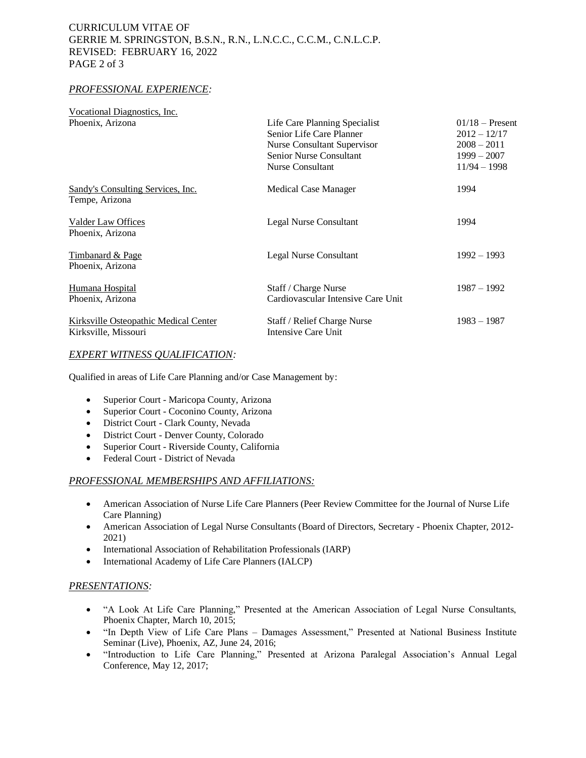## *PROFESSIONAL EXPERIENCE:*

| Employer | Position | Dates |
|---|---|---|
| Vocational Diagnostics, Inc.<br>Phoenix, Arizona | Life Care Planning Specialist | 01/18 – Present |
| | Senior Life Care Planner | 2012 – 12/17 |
| | Nurse Consultant Supervisor | 2008 – 2011 |
| | Senior Nurse Consultant | 1999 – 2007 |
| | Nurse Consultant | 11/94 – 1998 |
| Sandy's Consulting Services, Inc.<br>Tempe, Arizona | Medical Case Manager | 1994 |
| Valder Law Offices<br>Phoenix, Arizona | Legal Nurse Consultant | 1994 |
| Timbanard & Page<br>Phoenix, Arizona | Legal Nurse Consultant | 1992 – 1993 |
| Humana Hospital<br>Phoenix, Arizona | Staff / Charge Nurse<br>Cardiovascular Intensive Care Unit | 1987 – 1992 |
| Kirksville Osteopathic Medical Center<br>Kirksville, Missouri | Staff / Relief Charge Nurse<br>Intensive Care Unit | 1983 – 1987 |

## *EXPERT WITNESS QUALIFICATION:*

Qualified in areas of Life Care Planning and/or Case Management by:

- Superior Court - Maricopa County, Arizona
- Superior Court - Coconino County, Arizona
- District Court - Clark County, Nevada
- District Court - Denver County, Colorado
- Superior Court - Riverside County, California
- Federal Court - District of Nevada

## *PROFESSIONAL MEMBERSHIPS AND AFFILIATIONS:*

- American Association of Nurse Life Care Planners (Peer Review Committee for the Journal of Nurse Life Care Planning)
- American Association of Legal Nurse Consultants (Board of Directors, Secretary - Phoenix Chapter, 2012-2021)
- International Association of Rehabilitation Professionals (IARP)
- International Academy of Life Care Planners (IALCP)

## *PRESENTATIONS:*

- "A Look At Life Care Planning," Presented at the American Association of Legal Nurse Consultants, Phoenix Chapter, March 10, 2015;
- "In Depth View of Life Care Plans – Damages Assessment," Presented at National Business Institute Seminar (Live), Phoenix, AZ, June 24, 2016;
- "Introduction to Life Care Planning," Presented at Arizona Paralegal Association's Annual Legal Conference, May 12, 2017;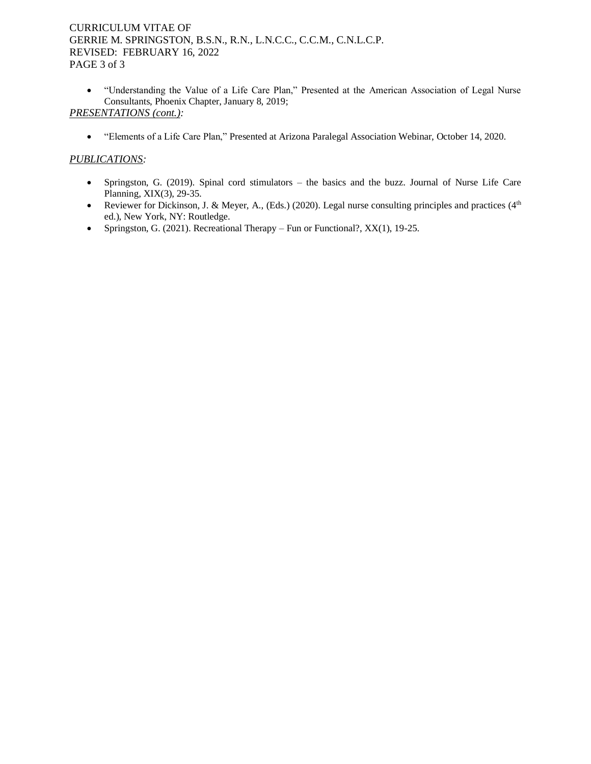- "Understanding the Value of a Life Care Plan," Presented at the American Association of Legal Nurse Consultants, Phoenix Chapter, January 8, 2019;

*PRESENTATIONS (cont.):*

- "Elements of a Life Care Plan," Presented at Arizona Paralegal Association Webinar, October 14, 2020.

*PUBLICATIONS:*

- Springston, G. (2019). Spinal cord stimulators – the basics and the buzz. Journal of Nurse Life Care Planning, XIX(3), 29-35.
- Reviewer for Dickinson, J. & Meyer, A., (Eds.) (2020). Legal nurse consulting principles and practices (4th ed.), New York, NY: Routledge.
- Springston, G. (2021). Recreational Therapy – Fun or Functional?, XX(1), 19-25.